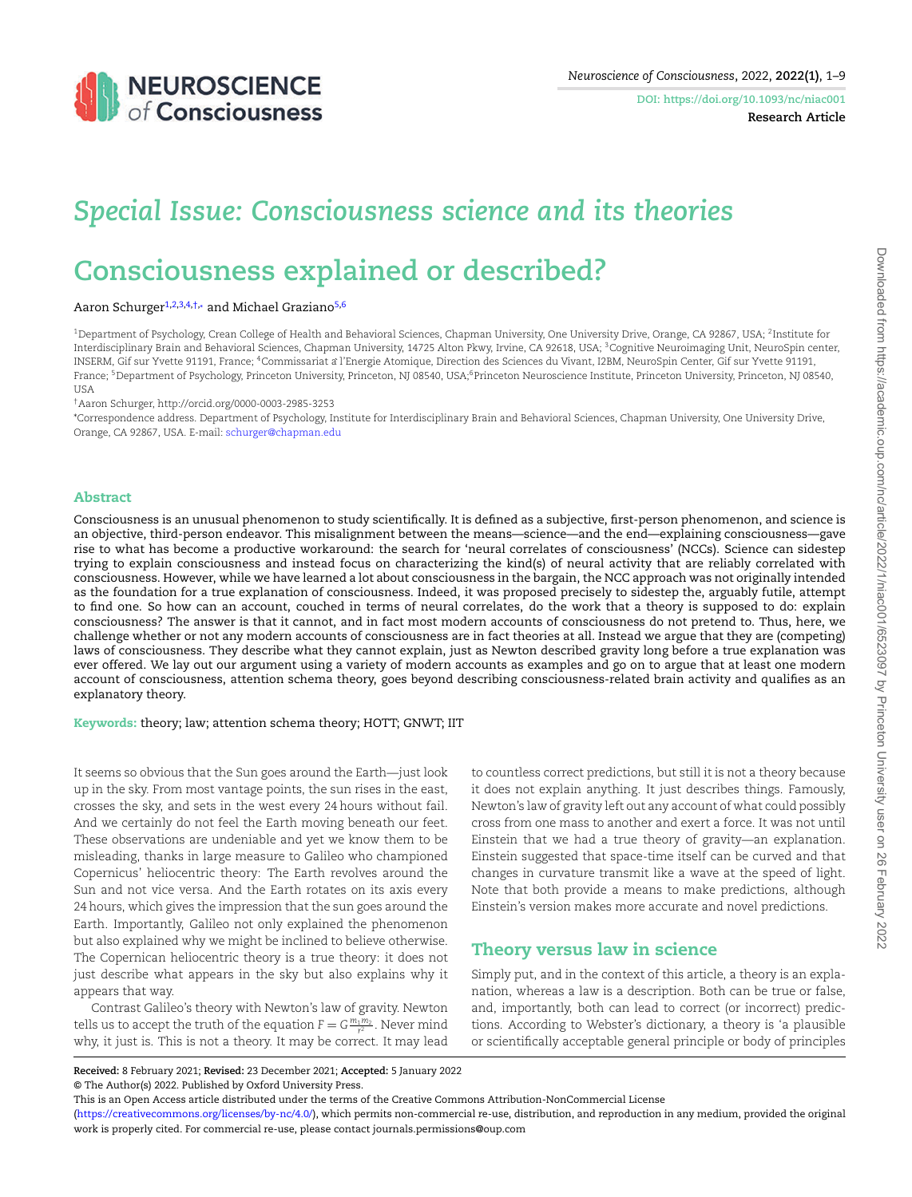*Special Issue: Consciousness science and its theories*

# Consciousness explained or described?

Aaron Schurger[1,2,3,4,†,*] and Michael Graziano[5,6]

[1]Department of Psychology, Crean College of Health and Behavioral Sciences, Chapman University, One University Drive, Orange, CA 92867, USA; [2]Institute for Interdisciplinary Brain and Behavioral Sciences, Chapman University, 14725 Alton Pkwy, Irvine, CA 92618, USA; [3]Cognitive Neuroimaging Unit, NeuroSpin center, INSERM, Gif sur Yvette 91191, France; [4]Commissariat à l'Energie Atomique, Direction des Sciences du Vivant, I2BM, NeuroSpin Center, Gif sur Yvette 91191, France; [5]Department of Psychology, Princeton University, Princeton, NJ 08540, USA;[6]Princeton Neuroscience Institute, Princeton University, Princeton, NJ 08540, USA

[†]Aaron Schurger, http://orcid.org/0000-0003-2985-3253

[*]Correspondence address. Department of Psychology, Institute for Interdisciplinary Brain and Behavioral Sciences, Chapman University, One University Drive, Orange, CA 92867, USA. E-mail: schurger@chapman.edu

## Abstract

Consciousness is an unusual phenomenon to study scientifically. It is defined as a subjective, first-person phenomenon, and science is an objective, third-person endeavor. This misalignment between the means—science—and the end—explaining consciousness—gave rise to what has become a productive workaround: the search for 'neural correlates of consciousness' (NCCs). Science can sidestep trying to explain consciousness and instead focus on characterizing the kind(s) of neural activity that are reliably correlated with consciousness. However, while we have learned a lot about consciousness in the bargain, the NCC approach was not originally intended as the foundation for a true explanation of consciousness. Indeed, it was proposed precisely to sidestep the, arguably futile, attempt to find one. So how can an account, couched in terms of neural correlates, do the work that a theory is supposed to do: explain consciousness? The answer is that it cannot, and in fact most modern accounts of consciousness do not pretend to. Thus, here, we challenge whether or not any modern accounts of consciousness are in fact theories at all. Instead we argue that they are (competing) laws of consciousness. They describe what they cannot explain, just as Newton described gravity long before a true explanation was ever offered. We lay out our argument using a variety of modern accounts as examples and go on to argue that at least one modern account of consciousness, attention schema theory, goes beyond describing consciousness-related brain activity and qualifies as an explanatory theory.

**Keywords:** theory; law; attention schema theory; HOTT; GNWT; IIT

It seems so obvious that the Sun goes around the Earth—just look up in the sky. From most vantage points, the sun rises in the east, crosses the sky, and sets in the west every 24 hours without fail. And we certainly do not feel the Earth moving beneath our feet. These observations are undeniable and yet we know them to be misleading, thanks in large measure to Galileo who championed Copernicus' heliocentric theory: The Earth revolves around the Sun and not vice versa. And the Earth rotates on its axis every 24 hours, which gives the impression that the sun goes around the Earth. Importantly, Galileo not only explained the phenomenon but also explained why we might be inclined to believe otherwise. The Copernican heliocentric theory is a true theory: it does not just describe what appears in the sky but also explains why it appears that way.

Contrast Galileo's theory with Newton's law of gravity. Newton tells us to accept the truth of the equation $F = G\frac{m_1 m_2}{r^2}$. Never mind why, it just is. This is not a theory. It may be correct. It may lead to countless correct predictions, but still it is not a theory because it does not explain anything. It just describes things. Famously, Newton's law of gravity left out any account of what could possibly cross from one mass to another and exert a force. It was not until Einstein that we had a true theory of gravity—an explanation. Einstein suggested that space-time itself can be curved and that changes in curvature transmit like a wave at the speed of light. Note that both provide a means to make predictions, although Einstein's version makes more accurate and novel predictions.

## Theory versus law in science

Simply put, and in the context of this article, a theory is an explanation, whereas a law is a description. Both can be true or false, and, importantly, both can lead to correct (or incorrect) predictions. According to Webster's dictionary, a theory is 'a plausible or scientifically acceptable general principle or body of principles

**Received:** 8 February 2021; **Revised:** 23 December 2021; **Accepted:** 5 January 2022

© The Author(s) 2022. Published by Oxford University Press.

This is an Open Access article distributed under the terms of the Creative Commons Attribution-NonCommercial License (https://creativecommons.org/licenses/by-nc/4.0/), which permits non-commercial re-use, distribution, and reproduction in any medium, provided the original work is properly cited. For commercial re-use, please contact journals.permissions@oup.com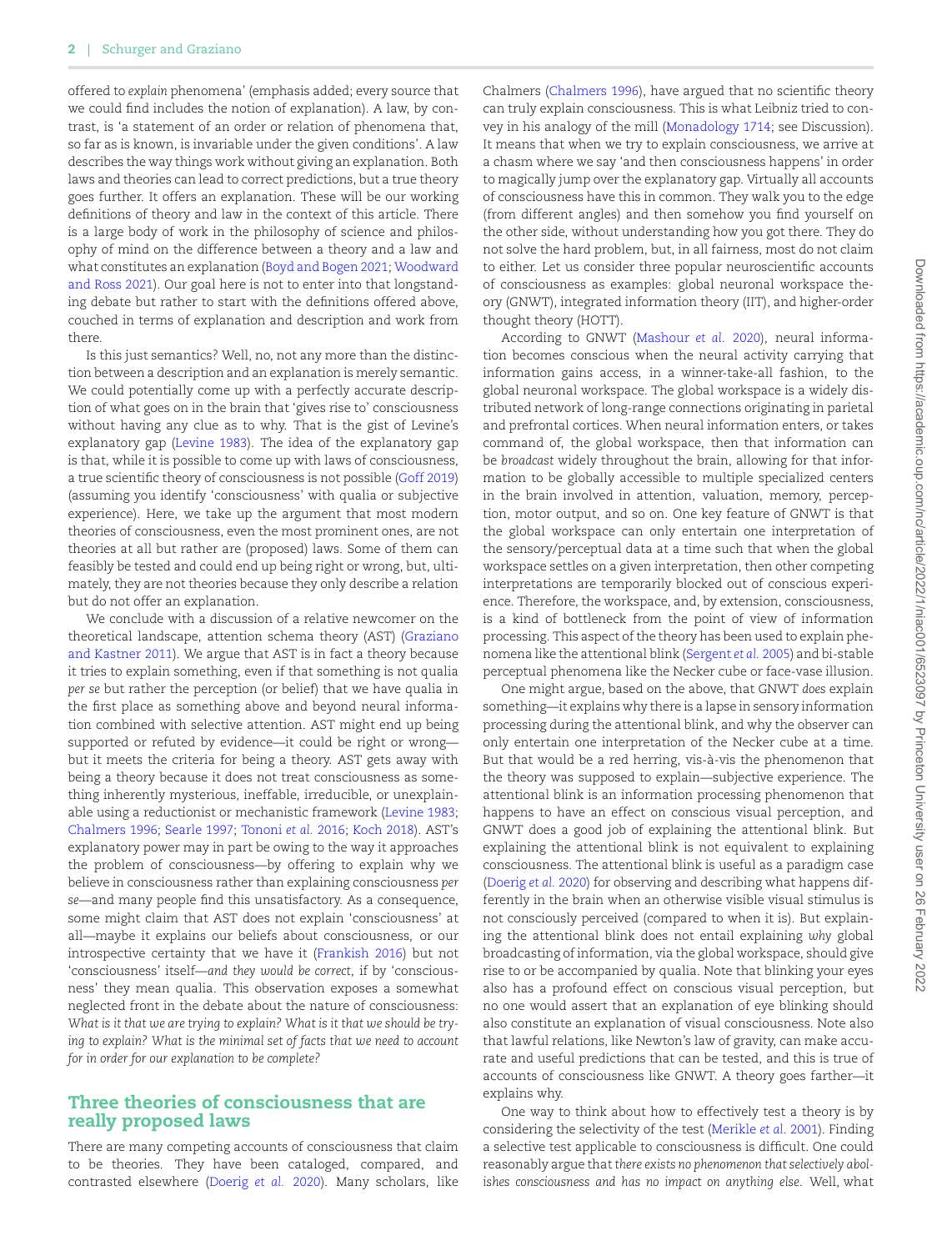offered to *explain* phenomena' (emphasis added; every source that we could find includes the notion of explanation). A law, by contrast, is 'a statement of an order or relation of phenomena that, so far as is known, is invariable under the given conditions'. A law describes the way things work without giving an explanation. Both laws and theories can lead to correct predictions, but a true theory goes further. It offers an explanation. These will be our working definitions of theory and law in the context of this article. There is a large body of work in the philosophy of science and philosophy of mind on the difference between a theory and a law and what constitutes an explanation (Boyd and Bogen 2021; Woodward and Ross 2021). Our goal here is not to enter into that longstanding debate but rather to start with the definitions offered above, couched in terms of explanation and description and work from there.

Is this just semantics? Well, no, not any more than the distinction between a description and an explanation is merely semantic. We could potentially come up with a perfectly accurate description of what goes on in the brain that 'gives rise to' consciousness without having any clue as to why. That is the gist of Levine's explanatory gap (Levine 1983). The idea of the explanatory gap is that, while it is possible to come up with laws of consciousness, a true scientific theory of consciousness is not possible (Goff 2019) (assuming you identify 'consciousness' with qualia or subjective experience). Here, we take up the argument that most modern theories of consciousness, even the most prominent ones, are not theories at all but rather are (proposed) laws. Some of them can feasibly be tested and could end up being right or wrong, but, ultimately, they are not theories because they only describe a relation but do not offer an explanation.

We conclude with a discussion of a relative newcomer on the theoretical landscape, attention schema theory (AST) (Graziano and Kastner 2011). We argue that AST is in fact a theory because it tries to explain something, even if that something is not qualia *per se* but rather the perception (or belief) that we have qualia in the first place as something above and beyond neural information combined with selective attention. AST might end up being supported or refuted by evidence—it could be right or wrong—but it meets the criteria for being a theory. AST gets away with being a theory because it does not treat consciousness as something inherently mysterious, ineffable, irreducible, or unexplainable using a reductionist or mechanistic framework (Levine 1983; Chalmers 1996; Searle 1997; Tononi *et al.* 2016; Koch 2018). AST's explanatory power may in part be owing to the way it approaches the problem of consciousness—by offering to explain why we believe in consciousness rather than explaining consciousness *per se*—and many people find this unsatisfactory. As a consequence, some might claim that AST does not explain 'consciousness' at all—maybe it explains our beliefs about consciousness, or our introspective certainty that we have it (Frankish 2016) but not 'consciousness' itself—*and they would be correct*, if by 'consciousness' they mean qualia. This observation exposes a somewhat neglected front in the debate about the nature of consciousness: *What is it that we are trying to explain? What is it that we should be trying to explain? What is the minimal set of facts that we need to account for in order for our explanation to be complete?*

## Three theories of consciousness that are really proposed laws

There are many competing accounts of consciousness that claim to be theories. They have been cataloged, compared, and contrasted elsewhere (Doerig *et al.* 2020). Many scholars, like Chalmers (Chalmers 1996), have argued that no scientific theory can truly explain consciousness. This is what Leibniz tried to convey in his analogy of the mill (Monadology 1714; see Discussion). It means that when we try to explain consciousness, we arrive at a chasm where we say 'and then consciousness happens' in order to magically jump over the explanatory gap. Virtually all accounts of consciousness have this in common. They walk you to the edge (from different angles) and then somehow you find yourself on the other side, without understanding how you got there. They do not solve the hard problem, but, in all fairness, most do not claim to either. Let us consider three popular neuroscientific accounts of consciousness as examples: global neuronal workspace theory (GNWT), integrated information theory (IIT), and higher-order thought theory (HOTT).

According to GNWT (Mashour *et al.* 2020), neural information becomes conscious when the neural activity carrying that information gains access, in a winner-take-all fashion, to the global neuronal workspace. The global workspace is a widely distributed network of long-range connections originating in parietal and prefrontal cortices. When neural information enters, or takes command of, the global workspace, then that information can be *broadcast* widely throughout the brain, allowing for that information to be globally accessible to multiple specialized centers in the brain involved in attention, valuation, memory, perception, motor output, and so on. One key feature of GNWT is that the global workspace can only entertain one interpretation of the sensory/perceptual data at a time such that when the global workspace settles on a given interpretation, then other competing interpretations are temporarily blocked out of conscious experience. Therefore, the workspace, and, by extension, consciousness, is a kind of bottleneck from the point of view of information processing. This aspect of the theory has been used to explain phenomena like the attentional blink (Sergent *et al.* 2005) and bi-stable perceptual phenomena like the Necker cube or face-vase illusion.

One might argue, based on the above, that GNWT *does* explain something—it explains why there is a lapse in sensory information processing during the attentional blink, and why the observer can only entertain one interpretation of the Necker cube at a time. But that would be a red herring, vis-à-vis the phenomenon that the theory was supposed to explain—subjective experience. The attentional blink is an information processing phenomenon that happens to have an effect on conscious visual perception, and GNWT does a good job of explaining the attentional blink. But explaining the attentional blink is not equivalent to explaining consciousness. The attentional blink is useful as a paradigm case (Doerig *et al.* 2020) for observing and describing what happens differently in the brain when an otherwise visible visual stimulus is not consciously perceived (compared to when it is). But explaining the attentional blink does not entail explaining *why* global broadcasting of information, via the global workspace, should give rise to or be accompanied by qualia. Note that blinking your eyes also has a profound effect on conscious visual perception, but no one would assert that an explanation of eye blinking should also constitute an explanation of visual consciousness. Note also that lawful relations, like Newton's law of gravity, can make accurate and useful predictions that can be tested, and this is true of accounts of consciousness like GNWT. A theory goes farther—it explains why.

One way to think about how to effectively test a theory is by considering the selectivity of the test (Merikle *et al.* 2001). Finding a selective test applicable to consciousness is difficult. One could reasonably argue that *there exists no phenomenon that selectively abolishes consciousness and has no impact on anything else.* Well, what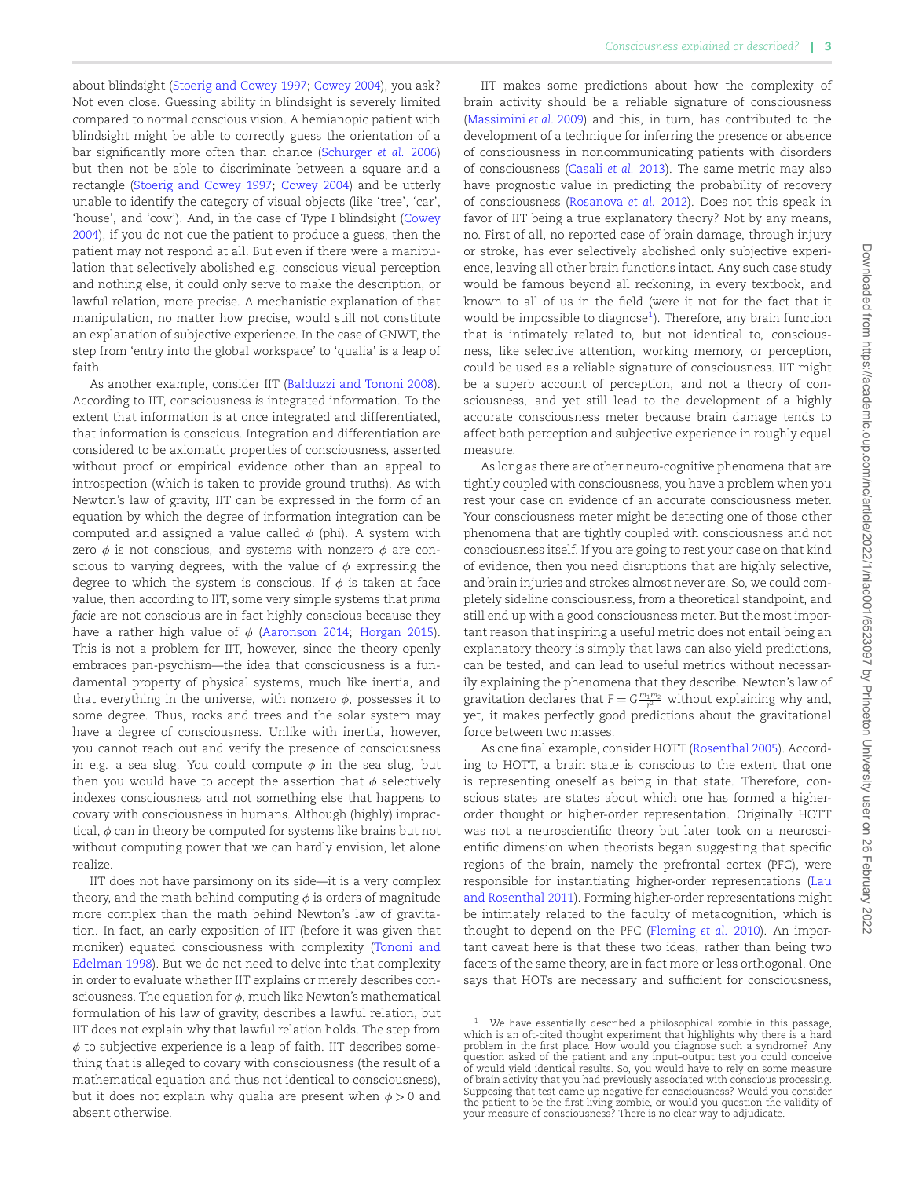about blindsight (Stoerig and Cowey 1997; Cowey 2004), you ask? Not even close. Guessing ability in blindsight is severely limited compared to normal conscious vision. A hemianopic patient with blindsight might be able to correctly guess the orientation of a bar significantly more often than chance (Schurger *et al.* 2006) but then not be able to discriminate between a square and a rectangle (Stoerig and Cowey 1997; Cowey 2004) and be utterly unable to identify the category of visual objects (like 'tree', 'car', 'house', and 'cow'). And, in the case of Type I blindsight (Cowey 2004), if you do not cue the patient to produce a guess, then the patient may not respond at all. But even if there were a manipulation that selectively abolished e.g. conscious visual perception and nothing else, it could only serve to make the description, or lawful relation, more precise. A mechanistic explanation of that manipulation, no matter how precise, would still not constitute an explanation of subjective experience. In the case of GNWT, the step from 'entry into the global workspace' to 'qualia' is a leap of faith.

As another example, consider IIT (Balduzzi and Tononi 2008). According to IIT, consciousness *is* integrated information. To the extent that information is at once integrated and differentiated, that information is conscious. Integration and differentiation are considered to be axiomatic properties of consciousness, asserted without proof or empirical evidence other than an appeal to introspection (which is taken to provide ground truths). As with Newton's law of gravity, IIT can be expressed in the form of an equation by which the degree of information integration can be computed and assigned a value called $\phi$ (phi). A system with zero $\phi$ is not conscious, and systems with nonzero $\phi$ are conscious to varying degrees, with the value of $\phi$ expressing the degree to which the system is conscious. If $\phi$ is taken at face value, then according to IIT, some very simple systems that *prima facie* are not conscious are in fact highly conscious because they have a rather high value of $\phi$ (Aaronson 2014; Horgan 2015). This is not a problem for IIT, however, since the theory openly embraces pan-psychism—the idea that consciousness is a fundamental property of physical systems, much like inertia, and that everything in the universe, with nonzero $\phi$, possesses it to some degree. Thus, rocks and trees and the solar system may have a degree of consciousness. Unlike with inertia, however, you cannot reach out and verify the presence of consciousness in e.g. a sea slug. You could compute $\phi$ in the sea slug, but then you would have to accept the assertion that $\phi$ selectively indexes consciousness and not something else that happens to covary with consciousness in humans. Although (highly) impractical, $\phi$ can in theory be computed for systems like brains but not without computing power that we can hardly envision, let alone realize.

IIT does not have parsimony on its side—it is a very complex theory, and the math behind computing $\phi$ is orders of magnitude more complex than the math behind Newton's law of gravitation. In fact, an early exposition of IIT (before it was given that moniker) equated consciousness with complexity (Tononi and Edelman 1998). But we do not need to delve into that complexity in order to evaluate whether IIT explains or merely describes consciousness. The equation for $\phi$, much like Newton's mathematical formulation of his law of gravity, describes a lawful relation, but IIT does not explain why that lawful relation holds. The step from $\phi$ to subjective experience is a leap of faith. IIT describes something that is alleged to covary with consciousness (the result of a mathematical equation and thus not identical to consciousness), but it does not explain why qualia are present when $\phi > 0$ and absent otherwise.

IIT makes some predictions about how the complexity of brain activity should be a reliable signature of consciousness (Massimini *et al.* 2009) and this, in turn, has contributed to the development of a technique for inferring the presence or absence of consciousness in noncommunicating patients with disorders of consciousness (Casali *et al.* 2013). The same metric may also have prognostic value in predicting the probability of recovery of consciousness (Rosanova *et al.* 2012). Does not this speak in favor of IIT being a true explanatory theory? Not by any means, no. First of all, no reported case of brain damage, through injury or stroke, has ever selectively abolished only subjective experience, leaving all other brain functions intact. Any such case study would be famous beyond all reckoning, in every textbook, and known to all of us in the field (were it not for the fact that it would be impossible to diagnose[1]). Therefore, any brain function that is intimately related to, but not identical to, consciousness, like selective attention, working memory, or perception, could be used as a reliable signature of consciousness. IIT might be a superb account of perception, and not a theory of consciousness, and yet still lead to the development of a highly accurate consciousness meter because brain damage tends to affect both perception and subjective experience in roughly equal measure.

As long as there are other neuro-cognitive phenomena that are tightly coupled with consciousness, you have a problem when you rest your case on evidence of an accurate consciousness meter. Your consciousness meter might be detecting one of those other phenomena that are tightly coupled with consciousness and not consciousness itself. If you are going to rest your case on that kind of evidence, then you need disruptions that are highly selective, and brain injuries and strokes almost never are. So, we could completely sideline consciousness, from a theoretical standpoint, and still end up with a good consciousness meter. But the most important reason that inspiring a useful metric does not entail being an explanatory theory is simply that laws can also yield predictions, can be tested, and can lead to useful metrics without necessarily explaining the phenomena that they describe. Newton's law of gravitation declares that $F = G\frac{m_1 m_2}{r^2}$ without explaining why and, yet, it makes perfectly good predictions about the gravitational force between two masses.

As one final example, consider HOTT (Rosenthal 2005). According to HOTT, a brain state is conscious to the extent that one is representing oneself as being in that state. Therefore, conscious states are states about which one has formed a higher-order thought or higher-order representation. Originally HOTT was not a neuroscientific theory but later took on a neuroscientific dimension when theorists began suggesting that specific regions of the brain, namely the prefrontal cortex (PFC), were responsible for instantiating higher-order representations (Lau and Rosenthal 2011). Forming higher-order representations might be intimately related to the faculty of metacognition, which is thought to depend on the PFC (Fleming *et al.* 2010). An important caveat here is that these two ideas, rather than being two facets of the same theory, are in fact more or less orthogonal. One says that HOTs are necessary and sufficient for consciousness,

[1] We have essentially described a philosophical zombie in this passage, which is an oft-cited thought experiment that highlights why there is a hard problem in the first place. How would you diagnose such a syndrome? Any question asked of the patient and any input–output test you could conceive of would yield identical results. So, you would have to rely on some measure of brain activity that you had previously associated with conscious processing. Supposing that test came up negative for consciousness? Would you consider the patient to be the first living zombie, or would you question the validity of your measure of consciousness? There is no clear way to adjudicate.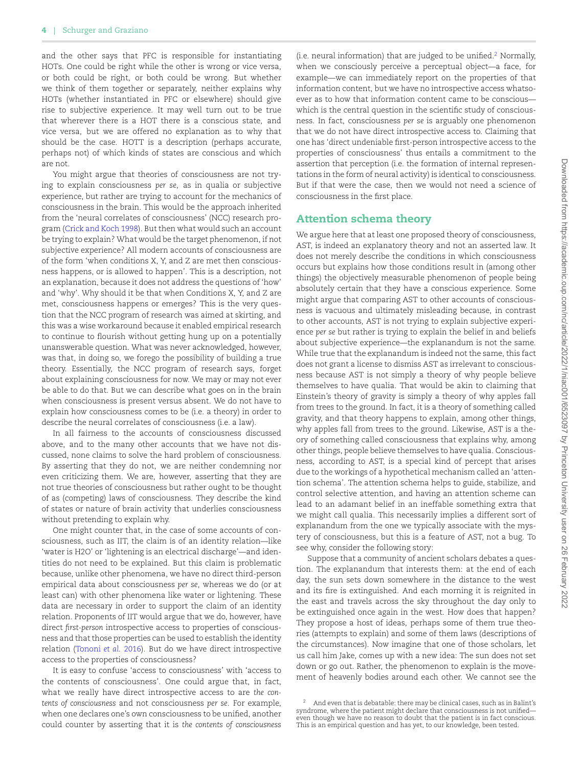and the other says that PFC is responsible for instantiating HOTs. One could be right while the other is wrong or vice versa, or both could be right, or both could be wrong. But whether we think of them together or separately, neither explains why HOTs (whether instantiated in PFC or elsewhere) should give rise to subjective experience. It may well turn out to be true that wherever there is a HOT there is a conscious state, and vice versa, but we are offered no explanation as to why that should be the case. HOTT is a description (perhaps accurate, perhaps not) of which kinds of states are conscious and which are not.

You might argue that theories of consciousness are not trying to explain consciousness *per se*, as in qualia or subjective experience, but rather are trying to account for the mechanics of consciousness in the brain. This would be the approach inherited from the 'neural correlates of consciousness' (NCC) research program (Crick and Koch 1998). But then what would such an account be trying to explain? What would be the target phenomenon, if not subjective experience? All modern accounts of consciousness are of the form 'when conditions X, Y, and Z are met then consciousness happens, or is allowed to happen'. This is a description, not an explanation, because it does not address the questions of 'how' and 'why'. Why should it be that when Conditions X, Y, and Z are met, consciousness happens or emerges? This is the very question that the NCC program of research was aimed at skirting, and this was a wise workaround because it enabled empirical research to continue to flourish without getting hung up on a potentially unanswerable question. What was never acknowledged, however, was that, in doing so, we forego the possibility of building a true theory. Essentially, the NCC program of research says, forget about explaining consciousness for now. We may or may not ever be able to do that. But we can describe what goes on in the brain when consciousness is present versus absent. We do not have to explain how consciousness comes to be (i.e. a theory) in order to describe the neural correlates of consciousness (i.e. a law).

In all fairness to the accounts of consciousness discussed above, and to the many other accounts that we have not discussed, none claims to solve the hard problem of consciousness. By asserting that they do not, we are neither condemning nor even criticizing them. We are, however, asserting that they are not true theories of consciousness but rather ought to be thought of as (competing) laws of consciousness. They describe the kind of states or nature of brain activity that underlies consciousness without pretending to explain why.

One might counter that, in the case of some accounts of consciousness, such as IIT, the claim is of an identity relation—like 'water is H2O' or 'lightening is an electrical discharge'—and identities do not need to be explained. But this claim is problematic because, unlike other phenomena, we have no direct third-person empirical data about consciousness *per se*, whereas we do (or at least can) with other phenomena like water or lightening. These data are necessary in order to support the claim of an identity relation. Proponents of IIT would argue that we do, however, have direct *first-person* introspective access to properties of consciousness and that those properties can be used to establish the identity relation (Tononi *et al.* 2016). But do we have direct introspective access to the properties of consciousness?

It is easy to confuse 'access to consciousness' with 'access to the contents of consciousness'. One could argue that, in fact, what we really have direct introspective access to are *the contents of consciousness* and not consciousness *per se*. For example, when one declares one's own consciousness to be unified, another could counter by asserting that it is *the contents of consciousness* (i.e. neural information) that are judged to be unified.[2] Normally, when we consciously perceive a perceptual object—a face, for example—we can immediately report on the properties of that information content, but we have no introspective access whatsoever as to how that information content came to be conscious—which is the central question in the scientific study of consciousness. In fact, consciousness *per se* is arguably one phenomenon that we do not have direct introspective access to. Claiming that one has 'direct undeniable first-person introspective access to the properties of consciousness' thus entails a commitment to the assertion that perception (i.e. the formation of internal representations in the form of neural activity) is identical to consciousness. But if that were the case, then we would not need a science of consciousness in the first place.

## Attention schema theory

We argue here that at least one proposed theory of consciousness, AST, is indeed an explanatory theory and not an asserted law. It does not merely describe the conditions in which consciousness occurs but explains how those conditions result in (among other things) the objectively measurable phenomenon of people being absolutely certain that they have a conscious experience. Some might argue that comparing AST to other accounts of consciousness is vacuous and ultimately misleading because, in contrast to other accounts, AST is not trying to explain subjective experience *per se* but rather is trying to explain the belief in and beliefs about subjective experience—the explanandum is not the same. While true that the explanandum is indeed not the same, this fact does not grant a license to dismiss AST as irrelevant to consciousness because AST is not simply a theory of why people believe themselves to have qualia. That would be akin to claiming that Einstein's theory of gravity is simply a theory of why apples fall from trees to the ground. In fact, it is a theory of something called gravity, and that theory happens to explain, among other things, why apples fall from trees to the ground. Likewise, AST is a theory of something called consciousness that explains why, among other things, people believe themselves to have qualia. Consciousness, according to AST, is a special kind of percept that arises due to the workings of a hypothetical mechanism called an 'attention schema'. The attention schema helps to guide, stabilize, and control selective attention, and having an attention scheme can lead to an adamant belief in an ineffable something extra that we might call qualia. This necessarily implies a different sort of explanandum from the one we typically associate with the mystery of consciousness, but this is a feature of AST, not a bug. To see why, consider the following story:

Suppose that a community of ancient scholars debates a question. The explanandum that interests them: at the end of each day, the sun sets down somewhere in the distance to the west and its fire is extinguished. And each morning it is reignited in the east and travels across the sky throughout the day only to be extinguished once again in the west. How does that happen? They propose a host of ideas, perhaps some of them true theories (attempts to explain) and some of them laws (descriptions of the circumstances). Now imagine that one of those scholars, let us call him Jake, comes up with a new idea: The sun does not set down or go out. Rather, the phenomenon to explain is the movement of heavenly bodies around each other. We cannot see the

[2] And even that is debatable: there may be clinical cases, such as in Balint's syndrome, where the patient might declare that consciousness is not unified—even though we have no reason to doubt that the patient is in fact conscious. This is an empirical question and has yet, to our knowledge, been tested.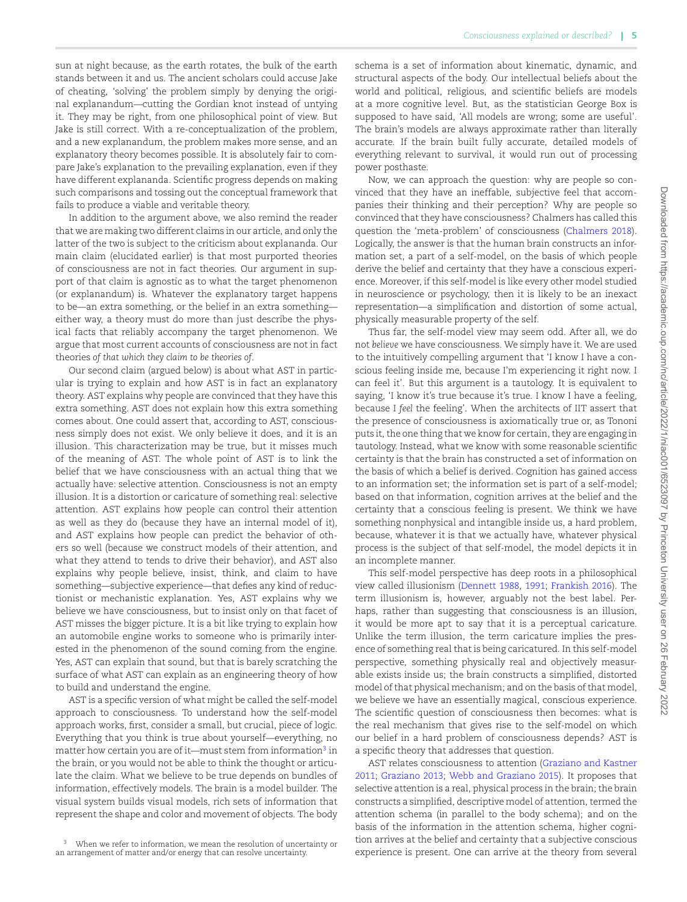sun at night because, as the earth rotates, the bulk of the earth stands between it and us. The ancient scholars could accuse Jake of cheating, 'solving' the problem simply by denying the original explanandum—cutting the Gordian knot instead of untying it. They may be right, from one philosophical point of view. But Jake is still correct. With a re-conceptualization of the problem, and a new explanandum, the problem makes more sense, and an explanatory theory becomes possible. It is absolutely fair to compare Jake's explanation to the prevailing explanation, even if they have different explananda. Scientific progress depends on making such comparisons and tossing out the conceptual framework that fails to produce a viable and veritable theory.

In addition to the argument above, we also remind the reader that we are making two different claims in our article, and only the latter of the two is subject to the criticism about explananda. Our main claim (elucidated earlier) is that most purported theories of consciousness are not in fact theories. Our argument in support of that claim is agnostic as to what the target phenomenon (or explanandum) is. Whatever the explanatory target happens to be—an extra something, or the belief in an extra something—either way, a theory must do more than just describe the physical facts that reliably accompany the target phenomenon. We argue that most current accounts of consciousness are not in fact theories *of that which they claim to be theories of*.

Our second claim (argued below) is about what AST in particular is trying to explain and how AST is in fact an explanatory theory. AST explains why people are convinced that they have this extra something. AST does not explain how this extra something comes about. One could assert that, according to AST, consciousness simply does not exist. We only believe it does, and it is an illusion. This characterization may be true, but it misses much of the meaning of AST. The whole point of AST is to link the belief that we have consciousness with an actual thing that we actually have: selective attention. Consciousness is not an empty illusion. It is a distortion or caricature of something real: selective attention. AST explains how people can control their attention as well as they do (because they have an internal model of it), and AST explains how people can predict the behavior of others so well (because we construct models of their attention, and what they attend to tends to drive their behavior), and AST also explains why people believe, insist, think, and claim to have something—subjective experience—that defies any kind of reductionist or mechanistic explanation. Yes, AST explains why we believe we have consciousness, but to insist only on that facet of AST misses the bigger picture. It is a bit like trying to explain how an automobile engine works to someone who is primarily interested in the phenomenon of the sound coming from the engine. Yes, AST can explain that sound, but that is barely scratching the surface of what AST can explain as an engineering theory of how to build and understand the engine.

AST is a specific version of what might be called the self-model approach to consciousness. To understand how the self-model approach works, first, consider a small, but crucial, piece of logic. Everything that you think is true about yourself—everything, no matter how certain you are of it—must stem from information[3] in the brain, or you would not be able to think the thought or articulate the claim. What we believe to be true depends on bundles of information, effectively models. The brain is a model builder. The visual system builds visual models, rich sets of information that represent the shape and color and movement of objects. The body schema is a set of information about kinematic, dynamic, and structural aspects of the body. Our intellectual beliefs about the world and political, religious, and scientific beliefs are models at a more cognitive level. But, as the statistician George Box is supposed to have said, 'All models are wrong; some are useful'. The brain's models are always approximate rather than literally accurate. If the brain built fully accurate, detailed models of everything relevant to survival, it would run out of processing power posthaste.

Now, we can approach the question: why are people so convinced that they have an ineffable, subjective feel that accompanies their thinking and their perception? Why are people so convinced that they have consciousness? Chalmers has called this question the 'meta-problem' of consciousness (Chalmers 2018). Logically, the answer is that the human brain constructs an information set, a part of a self-model, on the basis of which people derive the belief and certainty that they have a conscious experience. Moreover, if this self-model is like every other model studied in neuroscience or psychology, then it is likely to be an inexact representation—a simplification and distortion of some actual, physically measurable property of the self.

Thus far, the self-model view may seem odd. After all, we do not *believe* we have consciousness. We simply have it. We are used to the intuitively compelling argument that 'I know I have a conscious feeling inside me, because I'm experiencing it right now. I can feel it'. But this argument is a tautology. It is equivalent to saying, 'I know it's true because it's true. I know I have a feeling, because I *feel* the feeling'. When the architects of IIT assert that the presence of consciousness is axiomatically true or, as Tononi puts it, the one thing that we know for certain, they are engaging in tautology. Instead, what we know with some reasonable scientific certainty is that the brain has constructed a set of information on the basis of which a belief is derived. Cognition has gained access to an information set; the information set is part of a self-model; based on that information, cognition arrives at the belief and the certainty that a conscious feeling is present. We think we have something nonphysical and intangible inside us, a hard problem, because, whatever it is that we actually have, whatever physical process is the subject of that self-model, the model depicts it in an incomplete manner.

This self-model perspective has deep roots in a philosophical view called illusionism (Dennett 1988, 1991; Frankish 2016). The term illusionism is, however, arguably not the best label. Perhaps, rather than suggesting that consciousness is an illusion, it would be more apt to say that it is a perceptual caricature. Unlike the term illusion, the term caricature implies the presence of something real that is being caricatured. In this self-model perspective, something physically real and objectively measurable exists inside us; the brain constructs a simplified, distorted model of that physical mechanism; and on the basis of that model, we believe we have an essentially magical, conscious experience. The scientific question of consciousness then becomes: what is the real mechanism that gives rise to the self-model on which our belief in a hard problem of consciousness depends? AST is a specific theory that addresses that question.

AST relates consciousness to attention (Graziano and Kastner 2011; Graziano 2013; Webb and Graziano 2015). It proposes that selective attention is a real, physical process in the brain; the brain constructs a simplified, descriptive model of attention, termed the attention schema (in parallel to the body schema); and on the basis of the information in the attention schema, higher cognition arrives at the belief and certainty that a subjective conscious experience is present. One can arrive at the theory from several

[3] When we refer to information, we mean the resolution of uncertainty or an arrangement of matter and/or energy that can resolve uncertainty.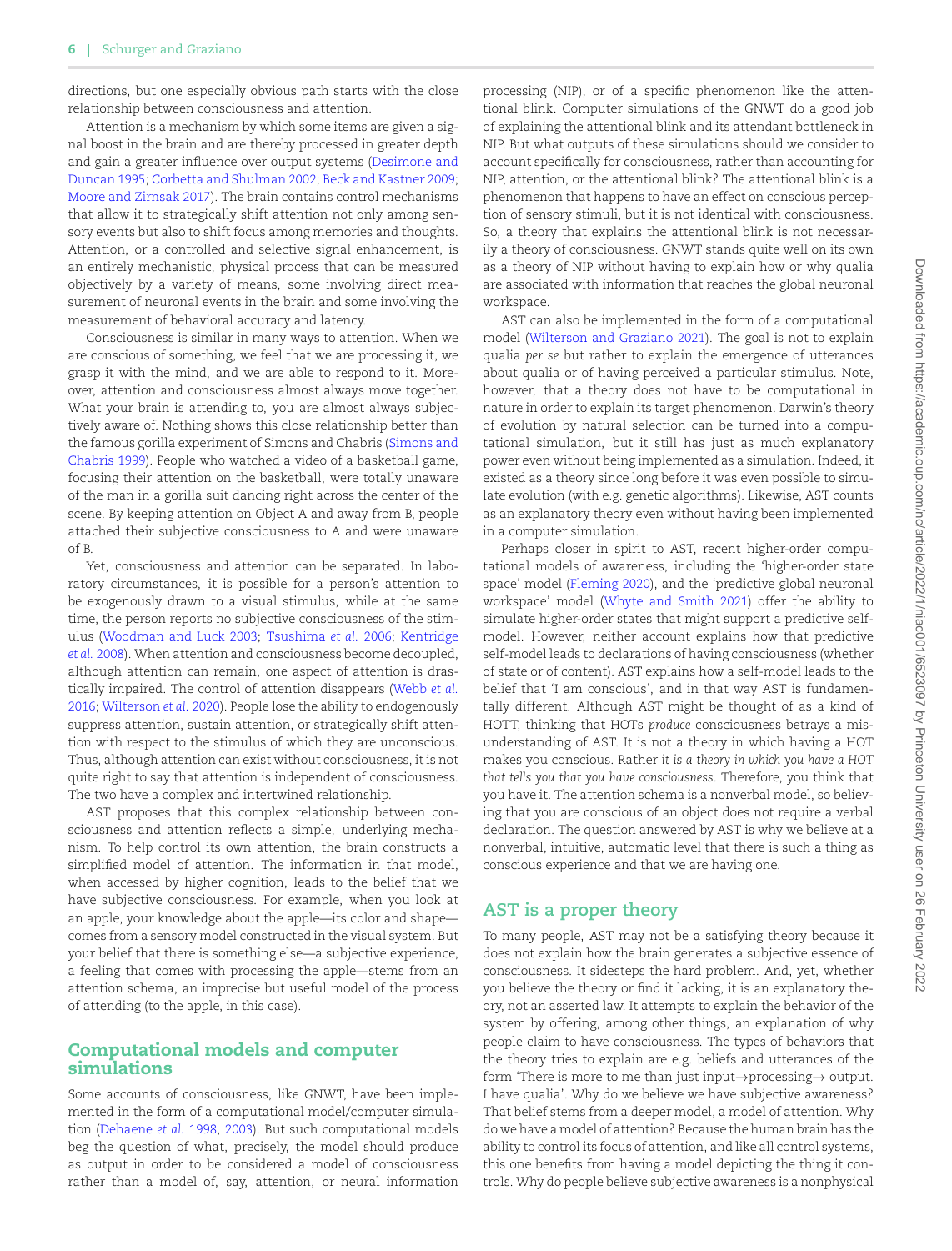directions, but one especially obvious path starts with the close relationship between consciousness and attention.

Attention is a mechanism by which some items are given a signal boost in the brain and are thereby processed in greater depth and gain a greater influence over output systems (Desimone and Duncan 1995; Corbetta and Shulman 2002; Beck and Kastner 2009; Moore and Zirnsak 2017). The brain contains control mechanisms that allow it to strategically shift attention not only among sensory events but also to shift focus among memories and thoughts. Attention, or a controlled and selective signal enhancement, is an entirely mechanistic, physical process that can be measured objectively by a variety of means, some involving direct measurement of neuronal events in the brain and some involving the measurement of behavioral accuracy and latency.

Consciousness is similar in many ways to attention. When we are conscious of something, we feel that we are processing it, we grasp it with the mind, and we are able to respond to it. Moreover, attention and consciousness almost always move together. What your brain is attending to, you are almost always subjectively aware of. Nothing shows this close relationship better than the famous gorilla experiment of Simons and Chabris (Simons and Chabris 1999). People who watched a video of a basketball game, focusing their attention on the basketball, were totally unaware of the man in a gorilla suit dancing right across the center of the scene. By keeping attention on Object A and away from B, people attached their subjective consciousness to A and were unaware of B.

Yet, consciousness and attention can be separated. In laboratory circumstances, it is possible for a person's attention to be exogenously drawn to a visual stimulus, while at the same time, the person reports no subjective consciousness of the stimulus (Woodman and Luck 2003; Tsushima *et al.* 2006; Kentridge *et al.* 2008). When attention and consciousness become decoupled, although attention can remain, one aspect of attention is drastically impaired. The control of attention disappears (Webb *et al.* 2016; Wilterson *et al.* 2020). People lose the ability to endogenously suppress attention, sustain attention, or strategically shift attention with respect to the stimulus of which they are unconscious. Thus, although attention can exist without consciousness, it is not quite right to say that attention is independent of consciousness. The two have a complex and intertwined relationship.

AST proposes that this complex relationship between consciousness and attention reflects a simple, underlying mechanism. To help control its own attention, the brain constructs a simplified model of attention. The information in that model, when accessed by higher cognition, leads to the belief that we have subjective consciousness. For example, when you look at an apple, your knowledge about the apple—its color and shape—comes from a sensory model constructed in the visual system. But your belief that there is something else—a subjective experience, a feeling that comes with processing the apple—stems from an attention schema, an imprecise but useful model of the process of attending (to the apple, in this case).

## Computational models and computer simulations

Some accounts of consciousness, like GNWT, have been implemented in the form of a computational model/computer simulation (Dehaene *et al.* 1998, 2003). But such computational models beg the question of what, precisely, the model should produce as output in order to be considered a model of consciousness rather than a model of, say, attention, or neural information processing (NIP), or of a specific phenomenon like the attentional blink. Computer simulations of the GNWT do a good job of explaining the attentional blink and its attendant bottleneck in NIP. But what outputs of these simulations should we consider to account specifically for consciousness, rather than accounting for NIP, attention, or the attentional blink? The attentional blink is a phenomenon that happens to have an effect on conscious perception of sensory stimuli, but it is not identical with consciousness. So, a theory that explains the attentional blink is not necessarily a theory of consciousness. GNWT stands quite well on its own as a theory of NIP without having to explain how or why qualia are associated with information that reaches the global neuronal workspace.

AST can also be implemented in the form of a computational model (Wilterson and Graziano 2021). The goal is not to explain qualia *per se* but rather to explain the emergence of utterances about qualia or of having perceived a particular stimulus. Note, however, that a theory does not have to be computational in nature in order to explain its target phenomenon. Darwin's theory of evolution by natural selection can be turned into a computational simulation, but it still has just as much explanatory power even without being implemented as a simulation. Indeed, it existed as a theory since long before it was even possible to simulate evolution (with e.g. genetic algorithms). Likewise, AST counts as an explanatory theory even without having been implemented in a computer simulation.

Perhaps closer in spirit to AST, recent higher-order computational models of awareness, including the 'higher-order state space' model (Fleming 2020), and the 'predictive global neuronal workspace' model (Whyte and Smith 2021) offer the ability to simulate higher-order states that might support a predictive self-model. However, neither account explains how that predictive self-model leads to declarations of having consciousness (whether of state or of content). AST explains how a self-model leads to the belief that 'I am conscious', and in that way AST is fundamentally different. Although AST might be thought of as a kind of HOTT, thinking that HOTs *produce* consciousness betrays a misunderstanding of AST. It is not a theory in which having a HOT makes you conscious. Rather *it is a theory in which you have a HOT that tells you that you have consciousness*. Therefore, you think that you have it. The attention schema is a nonverbal model, so believing that you are conscious of an object does not require a verbal declaration. The question answered by AST is why we believe at a nonverbal, intuitive, automatic level that there is such a thing as conscious experience and that we are having one.

## AST is a proper theory

To many people, AST may not be a satisfying theory because it does not explain how the brain generates a subjective essence of consciousness. It sidesteps the hard problem. And, yet, whether you believe the theory or find it lacking, it is an explanatory theory, not an asserted law. It attempts to explain the behavior of the system by offering, among other things, an explanation of why people claim to have consciousness. The types of behaviors that the theory tries to explain are e.g. beliefs and utterances of the form 'There is more to me than just input→processing→ output. I have qualia'. Why do we believe we have subjective awareness? That belief stems from a deeper model, a model of attention. Why do we have a model of attention? Because the human brain has the ability to control its focus of attention, and like all control systems, this one benefits from having a model depicting the thing it controls. Why do people believe subjective awareness is a nonphysical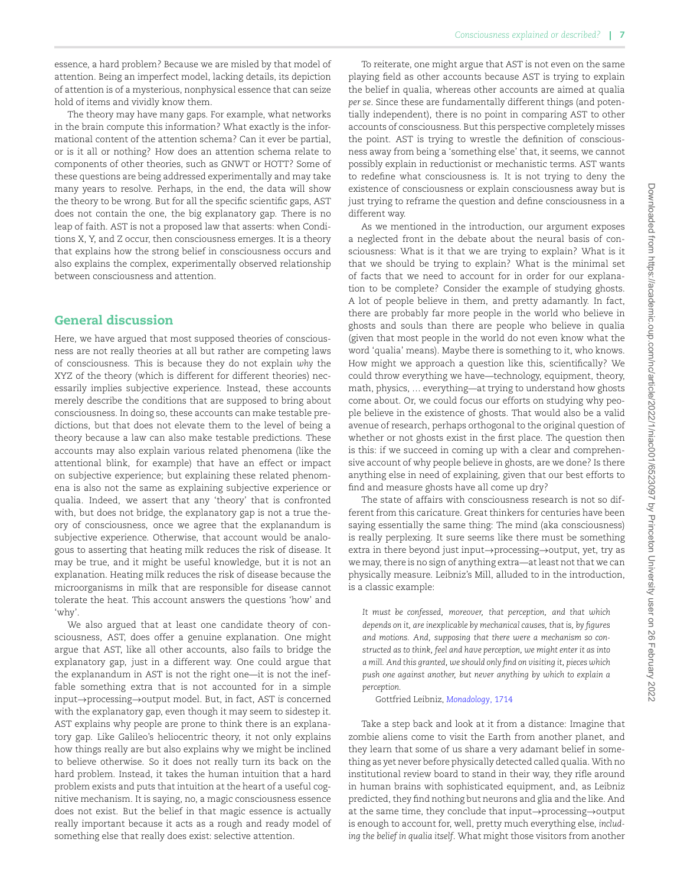essence, a hard problem? Because we are misled by that model of attention. Being an imperfect model, lacking details, its depiction of attention is of a mysterious, nonphysical essence that can seize hold of items and vividly know them.

The theory may have many gaps. For example, what networks in the brain compute this information? What exactly is the informational content of the attention schema? Can it ever be partial, or is it all or nothing? How does an attention schema relate to components of other theories, such as GNWT or HOTT? Some of these questions are being addressed experimentally and may take many years to resolve. Perhaps, in the end, the data will show the theory to be wrong. But for all the specific scientific gaps, AST does not contain the one, the big explanatory gap. There is no leap of faith. AST is not a proposed law that asserts: when Conditions X, Y, and Z occur, then consciousness emerges. It is a theory that explains how the strong belief in consciousness occurs and also explains the complex, experimentally observed relationship between consciousness and attention.

## General discussion

Here, we have argued that most supposed theories of consciousness are not really theories at all but rather are competing laws of consciousness. This is because they do not explain *why* the XYZ of the theory (which is different for different theories) necessarily implies subjective experience. Instead, these accounts merely describe the conditions that are supposed to bring about consciousness. In doing so, these accounts can make testable predictions, but that does not elevate them to the level of being a theory because a law can also make testable predictions. These accounts may also explain various related phenomena (like the attentional blink, for example) that have an effect or impact on subjective experience; but explaining these related phenomena is also not the same as explaining subjective experience or qualia. Indeed, we assert that any 'theory' that is confronted with, but does not bridge, the explanatory gap is not a true theory of consciousness, once we agree that the explanandum is subjective experience. Otherwise, that account would be analogous to asserting that heating milk reduces the risk of disease. It may be true, and it might be useful knowledge, but it is not an explanation. Heating milk reduces the risk of disease because the microorganisms in milk that are responsible for disease cannot tolerate the heat. This account answers the questions 'how' and 'why'.

We also argued that at least one candidate theory of consciousness, AST, does offer a genuine explanation. One might argue that AST, like all other accounts, also fails to bridge the explanatory gap, just in a different way. One could argue that the explanandum in AST is not the right one—it is not the ineffable something extra that is not accounted for in a simple input→processing→output model. But, in fact, AST is concerned with the explanatory gap, even though it may seem to sidestep it. AST explains why people are prone to think there is an explanatory gap. Like Galileo's heliocentric theory, it not only explains how things really are but also explains why we might be inclined to believe otherwise. So it does not really turn its back on the hard problem. Instead, it takes the human intuition that a hard problem exists and puts that intuition at the heart of a useful cognitive mechanism. It is saying, no, a magic consciousness essence does not exist. But the belief in that magic essence is actually really important because it acts as a rough and ready model of something else that really does exist: selective attention.

To reiterate, one might argue that AST is not even on the same playing field as other accounts because AST is trying to explain the belief in qualia, whereas other accounts are aimed at qualia *per se*. Since these are fundamentally different things (and potentially independent), there is no point in comparing AST to other accounts of consciousness. But this perspective completely misses the point. AST is trying to wrestle the definition of consciousness away from being a 'something else' that, it seems, we cannot possibly explain in reductionist or mechanistic terms. AST wants to redefine what consciousness is. It is not trying to deny the existence of consciousness or explain consciousness away but is just trying to reframe the question and define consciousness in a different way.

As we mentioned in the introduction, our argument exposes a neglected front in the debate about the neural basis of consciousness: What is it that we are trying to explain? What is it that we should be trying to explain? What is the minimal set of facts that we need to account for in order for our explanation to be complete? Consider the example of studying ghosts. A lot of people believe in them, and pretty adamantly. In fact, there are probably far more people in the world who believe in ghosts and souls than there are people who believe in qualia (given that most people in the world do not even know what the word 'qualia' means). Maybe there is something to it, who knows. How might we approach a question like this, scientifically? We could throw everything we have—technology, equipment, theory, math, physics, ... everything—at trying to understand how ghosts come about. Or, we could focus our efforts on studying why people believe in the existence of ghosts. That would also be a valid avenue of research, perhaps orthogonal to the original question of whether or not ghosts exist in the first place. The question then is this: if we succeed in coming up with a clear and comprehensive account of why people believe in ghosts, are we done? Is there anything else in need of explaining, given that our best efforts to find and measure ghosts have all come up dry?

The state of affairs with consciousness research is not so different from this caricature. Great thinkers for centuries have been saying essentially the same thing: The mind (aka consciousness) is really perplexing. It sure seems like there must be something extra in there beyond just input→processing→output, yet, try as we may, there is no sign of anything extra—at least not that we can physically measure. Leibniz's Mill, alluded to in the introduction, is a classic example:

> *It must be confessed, moreover, that perception, and that which depends on it, are inexplicable by mechanical causes, that is, by figures and motions. And, supposing that there were a mechanism so constructed as to think, feel and have perception, we might enter it as into a mill. And this granted, we should only find on visiting it, pieces which push one against another, but never anything by which to explain a perception.*
>
> Gottfried Leibniz, *Monadology*, 1714

Take a step back and look at it from a distance: Imagine that zombie aliens come to visit the Earth from another planet, and they learn that some of us share a very adamant belief in something as yet never before physically detected called qualia. With no institutional review board to stand in their way, they rifle around in human brains with sophisticated equipment, and, as Leibniz predicted, they find nothing but neurons and glia and the like. And at the same time, they conclude that input→processing→output is enough to account for, well, pretty much everything else, *including the belief in qualia itself*. What might those visitors from another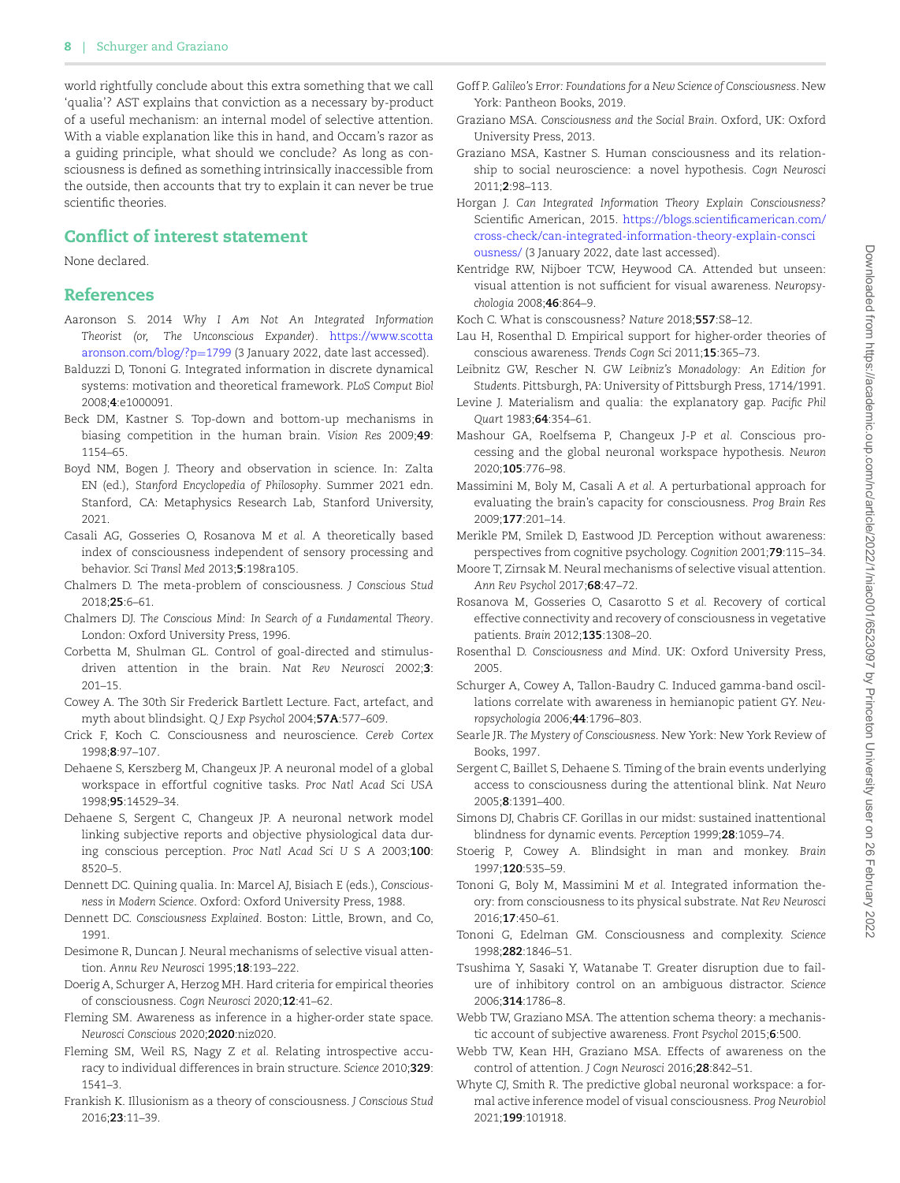world rightfully conclude about this extra something that we call 'qualia'? AST explains that conviction as a necessary by-product of a useful mechanism: an internal model of selective attention. With a viable explanation like this in hand, and Occam's razor as a guiding principle, what should we conclude? As long as consciousness is defined as something intrinsically inaccessible from the outside, then accounts that try to explain it can never be true scientific theories.

## Conflict of interest statement

None declared.

## References

Aaronson S. 2014 *Why I Am Not An Integrated Information Theorist (or, The Unconscious Expander)*. https://www.scottaaronson.com/blog/?p=1799 (3 January 2022, date last accessed).

Balduzzi D, Tononi G. Integrated information in discrete dynamical systems: motivation and theoretical framework. *PLoS Comput Biol* 2008;**4**:e1000091.

Beck DM, Kastner S. Top-down and bottom-up mechanisms in biasing competition in the human brain. *Vision Res* 2009;**49**: 1154–65.

Boyd NM, Bogen J. Theory and observation in science. In: Zalta EN (ed.), *Stanford Encyclopedia of Philosophy*. Summer 2021 edn. Stanford, CA: Metaphysics Research Lab, Stanford University, 2021.

Casali AG, Gosseries O, Rosanova M *et al.* A theoretically based index of consciousness independent of sensory processing and behavior. *Sci Transl Med* 2013;**5**:198ra105.

Chalmers D. The meta-problem of consciousness. *J Conscious Stud* 2018;**25**:6–61.

Chalmers DJ. *The Conscious Mind: In Search of a Fundamental Theory*. London: Oxford University Press, 1996.

Corbetta M, Shulman GL. Control of goal-directed and stimulus-driven attention in the brain. *Nat Rev Neurosci* 2002;**3**: 201–15.

Cowey A. The 30th Sir Frederick Bartlett Lecture. Fact, artefact, and myth about blindsight. *Q J Exp Psychol* 2004;**57A**:577–609.

Crick F, Koch C. Consciousness and neuroscience. *Cereb Cortex* 1998;**8**:97–107.

Dehaene S, Kerszberg M, Changeux JP. A neuronal model of a global workspace in effortful cognitive tasks. *Proc Natl Acad Sci USA* 1998;**95**:14529–34.

Dehaene S, Sergent C, Changeux JP. A neuronal network model linking subjective reports and objective physiological data during conscious perception. *Proc Natl Acad Sci U S A* 2003;**100**: 8520–5.

Dennett DC. Quining qualia. In: Marcel AJ, Bisiach E (eds.), *Consciousness in Modern Science*. Oxford: Oxford University Press, 1988.

Dennett DC. *Consciousness Explained*. Boston: Little, Brown, and Co, 1991.

Desimone R, Duncan J. Neural mechanisms of selective visual attention. *Annu Rev Neurosci* 1995;**18**:193–222.

Doerig A, Schurger A, Herzog MH. Hard criteria for empirical theories of consciousness. *Cogn Neurosci* 2020;**12**:41–62.

Fleming SM. Awareness as inference in a higher-order state space. *Neurosci Conscious* 2020;**2020**:niz020.

Fleming SM, Weil RS, Nagy Z *et al.* Relating introspective accuracy to individual differences in brain structure. *Science* 2010;**329**: 1541–3.

Frankish K. Illusionism as a theory of consciousness. *J Conscious Stud* 2016;**23**:11–39.

Goff P. *Galileo's Error: Foundations for a New Science of Consciousness*. New York: Pantheon Books, 2019.

Graziano MSA. *Consciousness and the Social Brain*. Oxford, UK: Oxford University Press, 2013.

Graziano MSA, Kastner S. Human consciousness and its relationship to social neuroscience: a novel hypothesis. *Cogn Neurosci* 2011;**2**:98–113.

Horgan J. *Can Integrated Information Theory Explain Consciousness?* Scientific American, 2015. https://blogs.scientificamerican.com/cross-check/can-integrated-information-theory-explain-consciousness/ (3 January 2022, date last accessed).

Kentridge RW, Nijboer TCW, Heywood CA. Attended but unseen: visual attention is not sufficient for visual awareness. *Neuropsychologia* 2008;**46**:864–9.

Koch C. What is conscousness? *Nature* 2018;**557**:S8–12.

Lau H, Rosenthal D. Empirical support for higher-order theories of conscious awareness. *Trends Cogn Sci* 2011;**15**:365–73.

Leibnitz GW, Rescher N. GW *Leibniz's Monadology: An Edition for Students*. Pittsburgh, PA: University of Pittsburgh Press, 1714/1991.

Levine J. Materialism and qualia: the explanatory gap. *Pacific Phil Quart* 1983;**64**:354–61.

Mashour GA, Roelfsema P, Changeux J-P *et al.* Conscious processing and the global neuronal workspace hypothesis. *Neuron* 2020;**105**:776–98.

Massimini M, Boly M, Casali A *et al.* A perturbational approach for evaluating the brain's capacity for consciousness. *Prog Brain Res* 2009;**177**:201–14.

Merikle PM, Smilek D, Eastwood JD. Perception without awareness: perspectives from cognitive psychology. *Cognition* 2001;**79**:115–34.

Moore T, Zirnsak M. Neural mechanisms of selective visual attention. *Ann Rev Psychol* 2017;**68**:47–72.

Rosanova M, Gosseries O, Casarotto S *et al.* Recovery of cortical effective connectivity and recovery of consciousness in vegetative patients. *Brain* 2012;**135**:1308–20.

Rosenthal D. *Consciousness and Mind*. UK: Oxford University Press, 2005.

Schurger A, Cowey A, Tallon-Baudry C. Induced gamma-band oscillations correlate with awareness in hemianopic patient GY. *Neuropsychologia* 2006;**44**:1796–803.

Searle JR. *The Mystery of Consciousness*. New York: New York Review of Books, 1997.

Sergent C, Baillet S, Dehaene S. Timing of the brain events underlying access to consciousness during the attentional blink. *Nat Neuro* 2005;**8**:1391–400.

Simons DJ, Chabris CF. Gorillas in our midst: sustained inattentional blindness for dynamic events. *Perception* 1999;**28**:1059–74.

Stoerig P, Cowey A. Blindsight in man and monkey. *Brain* 1997;**120**:535–59.

Tononi G, Boly M, Massimini M *et al.* Integrated information theory: from consciousness to its physical substrate. *Nat Rev Neurosci* 2016;**17**:450–61.

Tononi G, Edelman GM. Consciousness and complexity. *Science* 1998;**282**:1846–51.

Tsushima Y, Sasaki Y, Watanabe T. Greater disruption due to failure of inhibitory control on an ambiguous distractor. *Science* 2006;**314**:1786–8.

Webb TW, Graziano MSA. The attention schema theory: a mechanistic account of subjective awareness. *Front Psychol* 2015;**6**:500.

Webb TW, Kean HH, Graziano MSA. Effects of awareness on the control of attention. *J Cogn Neurosci* 2016;**28**:842–51.

Whyte CJ, Smith R. The predictive global neuronal workspace: a formal active inference model of visual consciousness. *Prog Neurobiol* 2021;**199**:101918.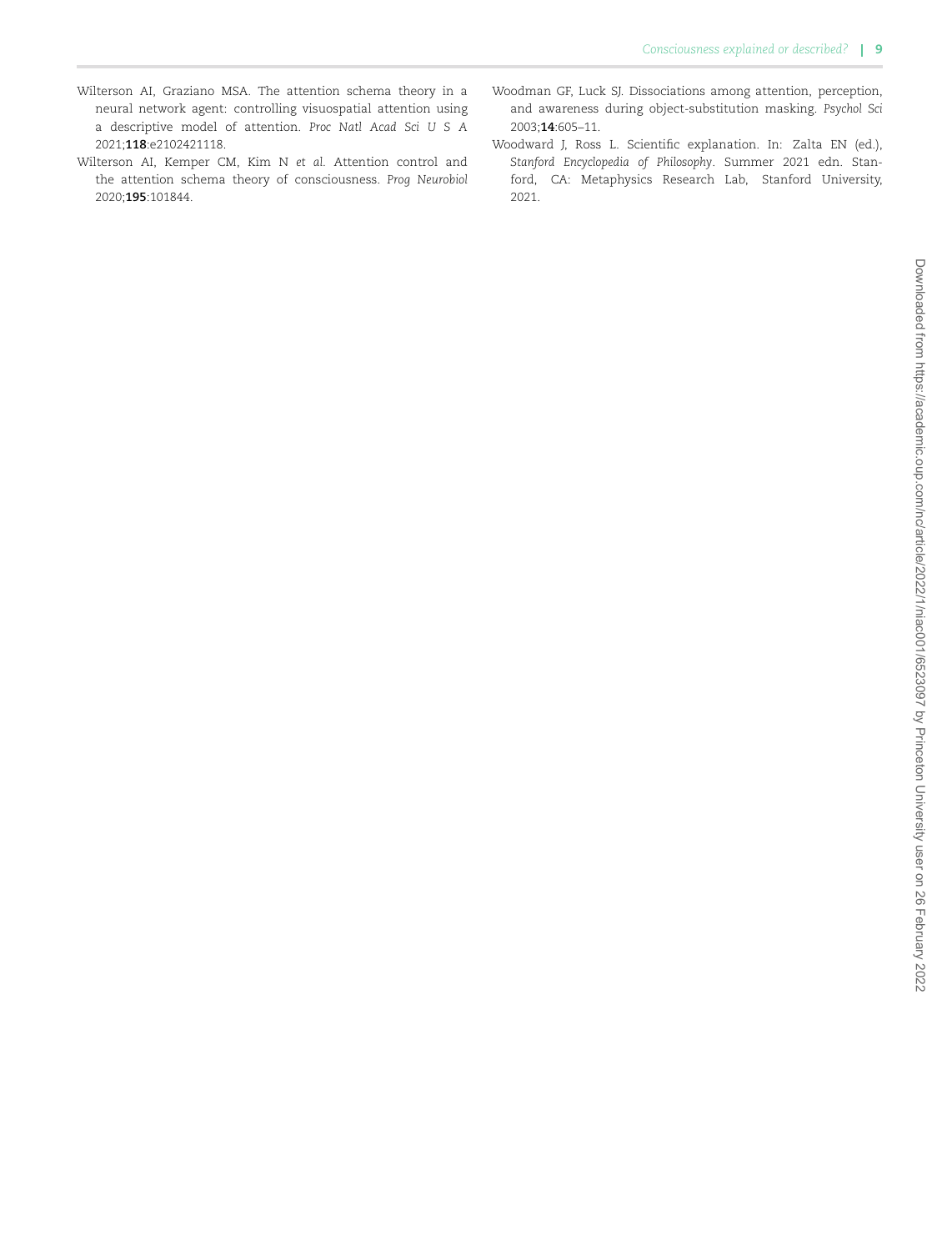Wilterson AI, Graziano MSA. The attention schema theory in a neural network agent: controlling visuospatial attention using a descriptive model of attention. *Proc Natl Acad Sci U S A* 2021;**118**:e2102421118.

Wilterson AI, Kemper CM, Kim N *et al.* Attention control and the attention schema theory of consciousness. *Prog Neurobiol* 2020;**195**:101844.

Woodman GF, Luck SJ. Dissociations among attention, perception, and awareness during object-substitution masking. *Psychol Sci* 2003;**14**:605–11.

Woodward J, Ross L. Scientific explanation. In: Zalta EN (ed.), *Stanford Encyclopedia of Philosophy*. Summer 2021 edn. Stanford, CA: Metaphysics Research Lab, Stanford University, 2021.